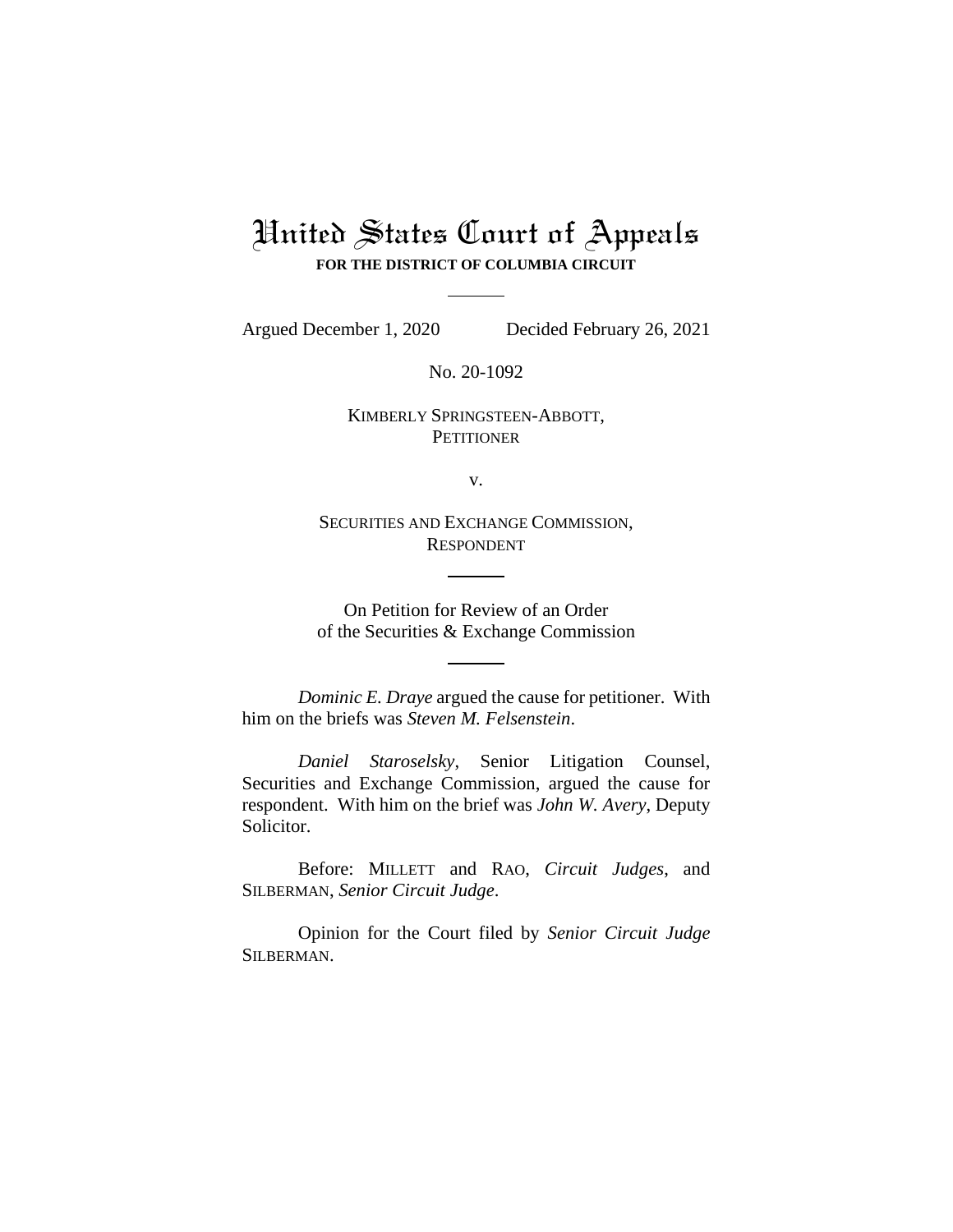# United States Court of Appeals

**FOR THE DISTRICT OF COLUMBIA CIRCUIT**

---

Argued December 1, 2020 Decided February 26, 2021

No. 20-1092

KIMBERLY SPRINGSTEEN-ABBOTT,
PETITIONER

v.

SECURITIES AND EXCHANGE COMMISSION,
RESPONDENT

---

On Petition for Review of an Order
of the Securities & Exchange Commission

---

*Dominic E. Draye* argued the cause for petitioner. With him on the briefs was *Steven M. Felsenstein*.

*Daniel Staroselsky*, Senior Litigation Counsel, Securities and Exchange Commission, argued the cause for respondent. With him on the brief was *John W. Avery*, Deputy Solicitor.

Before: MILLETT and RAO, *Circuit Judges*, and SILBERMAN, *Senior Circuit Judge*.

Opinion for the Court filed by *Senior Circuit Judge* SILBERMAN.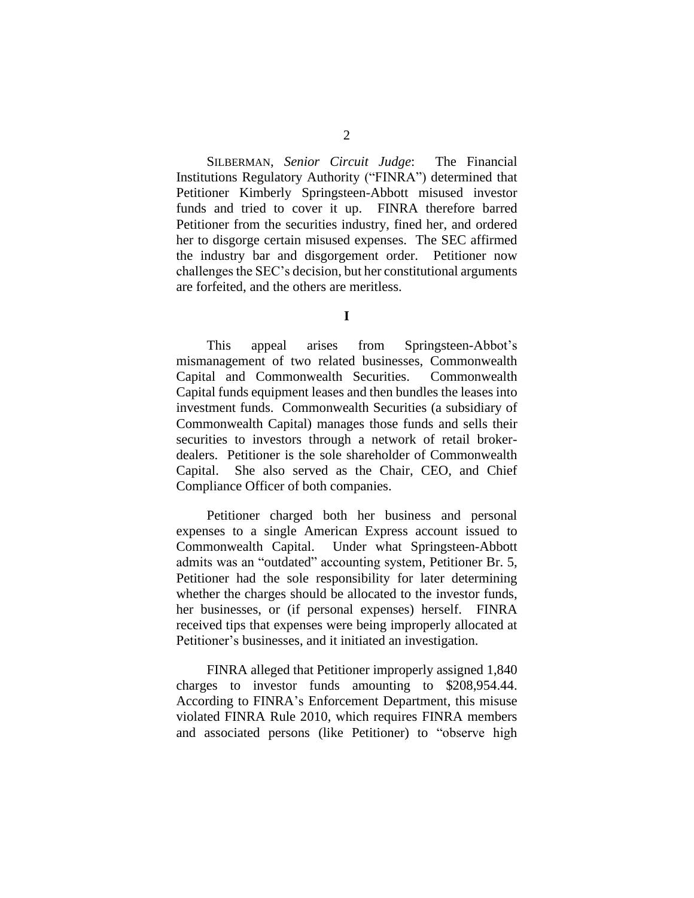SILBERMAN, *Senior Circuit Judge*: The Financial Institutions Regulatory Authority ("FINRA") determined that Petitioner Kimberly Springsteen-Abbott misused investor funds and tried to cover it up. FINRA therefore barred Petitioner from the securities industry, fined her, and ordered her to disgorge certain misused expenses. The SEC affirmed the industry bar and disgorgement order. Petitioner now challenges the SEC's decision, but her constitutional arguments are forfeited, and the others are meritless.

**I**

This appeal arises from Springsteen-Abbot's mismanagement of two related businesses, Commonwealth Capital and Commonwealth Securities. Commonwealth Capital funds equipment leases and then bundles the leases into investment funds. Commonwealth Securities (a subsidiary of Commonwealth Capital) manages those funds and sells their securities to investors through a network of retail broker-dealers. Petitioner is the sole shareholder of Commonwealth Capital. She also served as the Chair, CEO, and Chief Compliance Officer of both companies.

Petitioner charged both her business and personal expenses to a single American Express account issued to Commonwealth Capital. Under what Springsteen-Abbott admits was an "outdated" accounting system, Petitioner Br. 5, Petitioner had the sole responsibility for later determining whether the charges should be allocated to the investor funds, her businesses, or (if personal expenses) herself. FINRA received tips that expenses were being improperly allocated at Petitioner's businesses, and it initiated an investigation.

FINRA alleged that Petitioner improperly assigned 1,840 charges to investor funds amounting to \$208,954.44. According to FINRA's Enforcement Department, this misuse violated FINRA Rule 2010, which requires FINRA members and associated persons (like Petitioner) to "observe high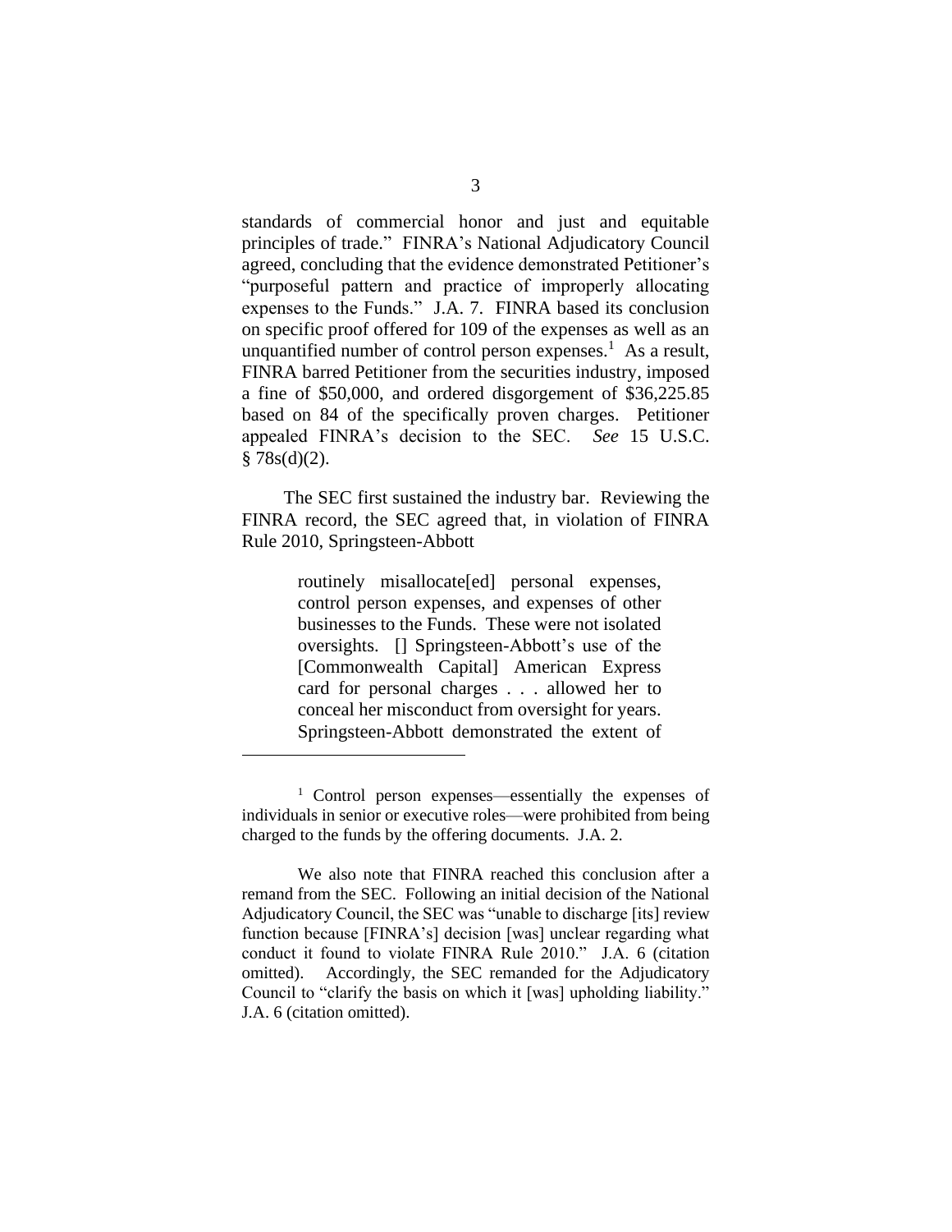standards of commercial honor and just and equitable principles of trade." FINRA's National Adjudicatory Council agreed, concluding that the evidence demonstrated Petitioner's "purposeful pattern and practice of improperly allocating expenses to the Funds." J.A. 7. FINRA based its conclusion on specific proof offered for 109 of the expenses as well as an unquantified number of control person expenses.[1] As a result, FINRA barred Petitioner from the securities industry, imposed a fine of $50,000, and ordered disgorgement of $36,225.85 based on 84 of the specifically proven charges. Petitioner appealed FINRA's decision to the SEC. *See* 15 U.S.C. § 78s(d)(2).

The SEC first sustained the industry bar. Reviewing the FINRA record, the SEC agreed that, in violation of FINRA Rule 2010, Springsteen-Abbott

> routinely misallocate[ed] personal expenses, control person expenses, and expenses of other businesses to the Funds. These were not isolated oversights. [] Springsteen-Abbott's use of the [Commonwealth Capital] American Express card for personal charges . . . allowed her to conceal her misconduct from oversight for years. Springsteen-Abbott demonstrated the extent of

---

[1] Control person expenses—essentially the expenses of individuals in senior or executive roles—were prohibited from being charged to the funds by the offering documents. J.A. 2.

We also note that FINRA reached this conclusion after a remand from the SEC. Following an initial decision of the National Adjudicatory Council, the SEC was "unable to discharge [its] review function because [FINRA's] decision [was] unclear regarding what conduct it found to violate FINRA Rule 2010." J.A. 6 (citation omitted). Accordingly, the SEC remanded for the Adjudicatory Council to "clarify the basis on which it [was] upholding liability." J.A. 6 (citation omitted).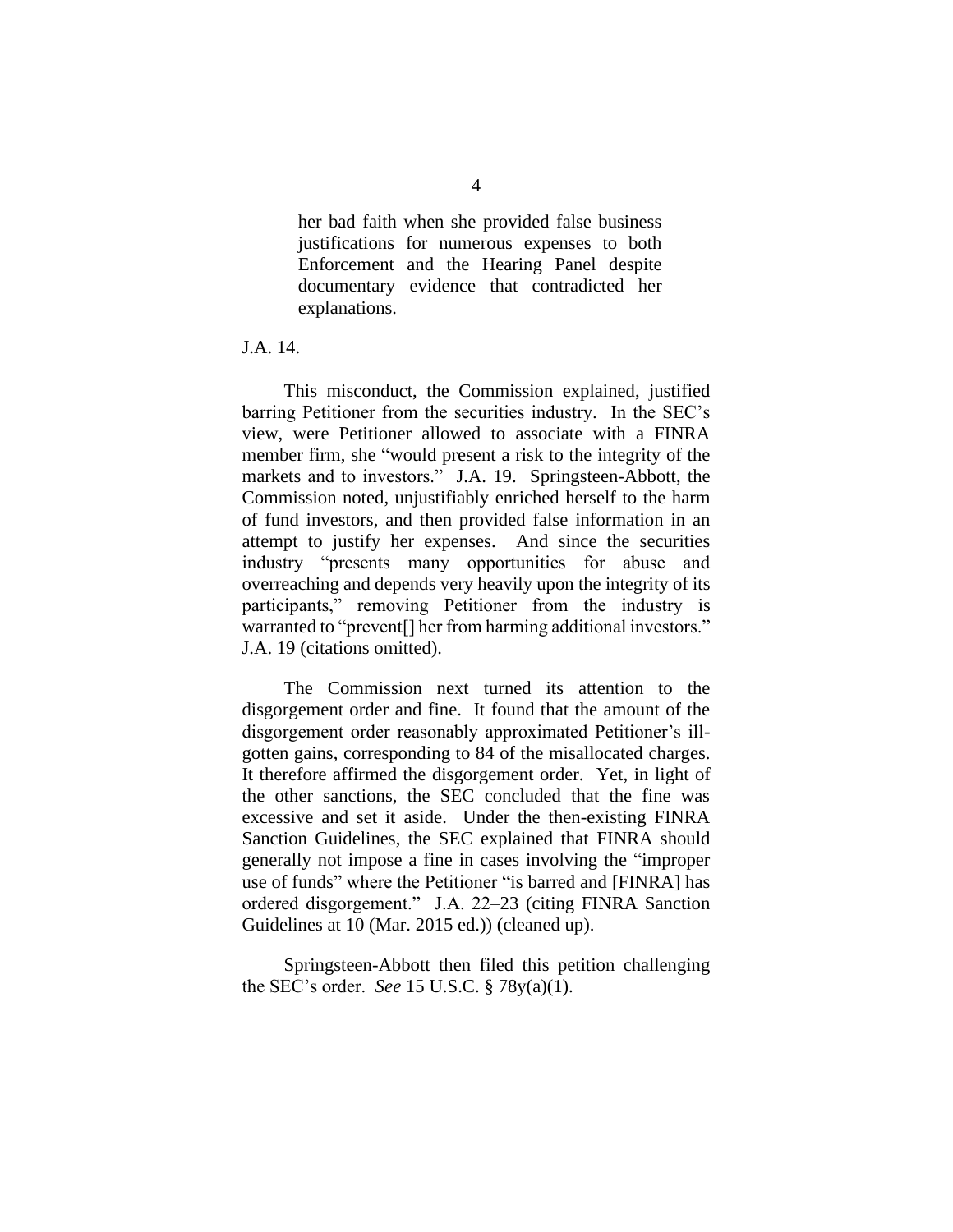> her bad faith when she provided false business justifications for numerous expenses to both Enforcement and the Hearing Panel despite documentary evidence that contradicted her explanations.

J.A. 14.

This misconduct, the Commission explained, justified barring Petitioner from the securities industry. In the SEC's view, were Petitioner allowed to associate with a FINRA member firm, she "would present a risk to the integrity of the markets and to investors." J.A. 19. Springsteen-Abbott, the Commission noted, unjustifiably enriched herself to the harm of fund investors, and then provided false information in an attempt to justify her expenses. And since the securities industry "presents many opportunities for abuse and overreaching and depends very heavily upon the integrity of its participants," removing Petitioner from the industry is warranted to "prevent[] her from harming additional investors." J.A. 19 (citations omitted).

The Commission next turned its attention to the disgorgement order and fine. It found that the amount of the disgorgement order reasonably approximated Petitioner's ill-gotten gains, corresponding to 84 of the misallocated charges. It therefore affirmed the disgorgement order. Yet, in light of the other sanctions, the SEC concluded that the fine was excessive and set it aside. Under the then-existing FINRA Sanction Guidelines, the SEC explained that FINRA should generally not impose a fine in cases involving the "improper use of funds" where the Petitioner "is barred and [FINRA] has ordered disgorgement." J.A. 22–23 (citing FINRA Sanction Guidelines at 10 (Mar. 2015 ed.)) (cleaned up).

Springsteen-Abbott then filed this petition challenging the SEC's order. *See* 15 U.S.C. § 78y(a)(1).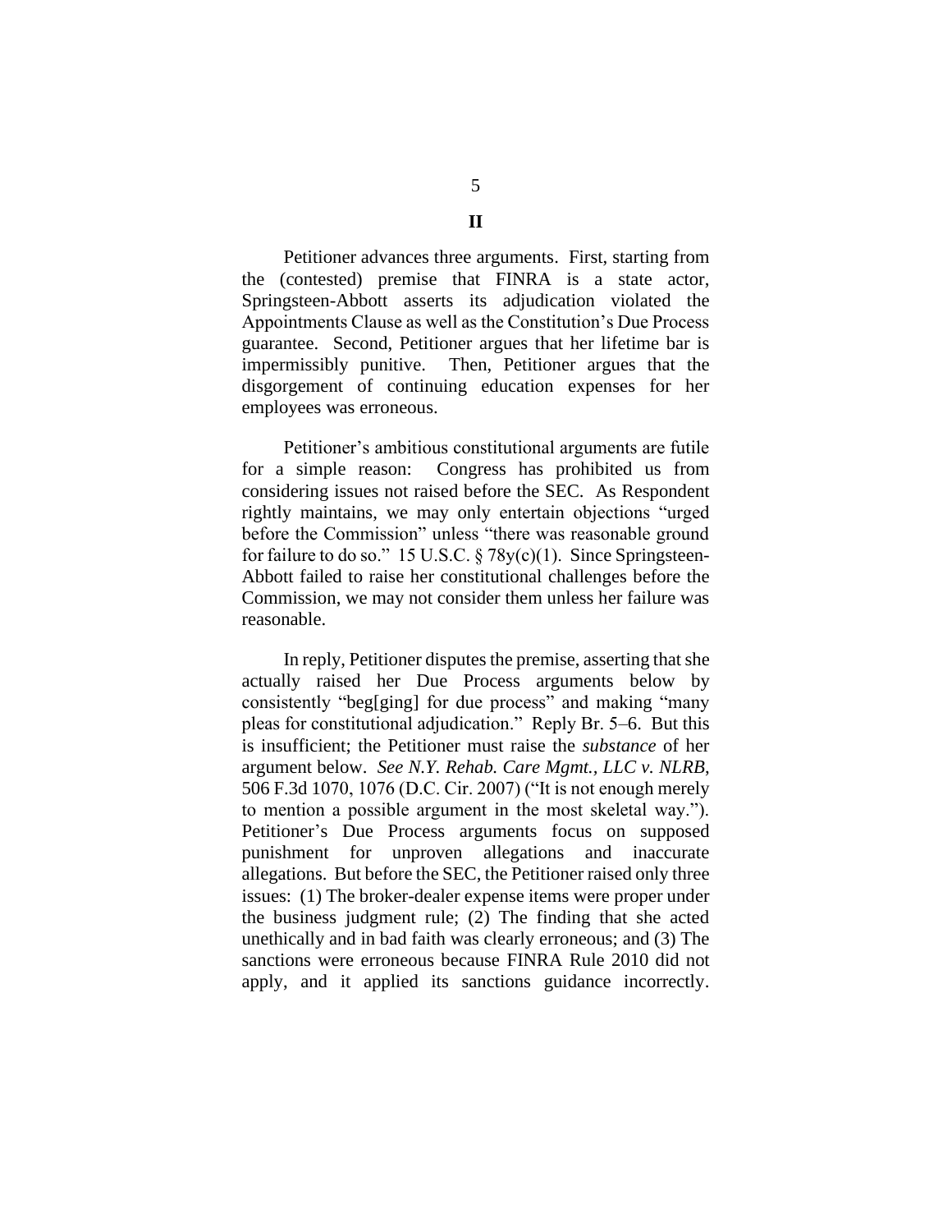## II

Petitioner advances three arguments. First, starting from the (contested) premise that FINRA is a state actor, Springsteen-Abbott asserts its adjudication violated the Appointments Clause as well as the Constitution's Due Process guarantee. Second, Petitioner argues that her lifetime bar is impermissibly punitive. Then, Petitioner argues that the disgorgement of continuing education expenses for her employees was erroneous.

Petitioner's ambitious constitutional arguments are futile for a simple reason: Congress has prohibited us from considering issues not raised before the SEC. As Respondent rightly maintains, we may only entertain objections "urged before the Commission" unless "there was reasonable ground for failure to do so." 15 U.S.C. § 78y(c)(1). Since Springsteen-Abbott failed to raise her constitutional challenges before the Commission, we may not consider them unless her failure was reasonable.

In reply, Petitioner disputes the premise, asserting that she actually raised her Due Process arguments below by consistently "beg[ging] for due process" and making "many pleas for constitutional adjudication." Reply Br. 5–6. But this is insufficient; the Petitioner must raise the *substance* of her argument below. *See N.Y. Rehab. Care Mgmt., LLC v. NLRB*, 506 F.3d 1070, 1076 (D.C. Cir. 2007) ("It is not enough merely to mention a possible argument in the most skeletal way."). Petitioner's Due Process arguments focus on supposed punishment for unproven allegations and inaccurate allegations. But before the SEC, the Petitioner raised only three issues: (1) The broker-dealer expense items were proper under the business judgment rule; (2) The finding that she acted unethically and in bad faith was clearly erroneous; and (3) The sanctions were erroneous because FINRA Rule 2010 did not apply, and it applied its sanctions guidance incorrectly.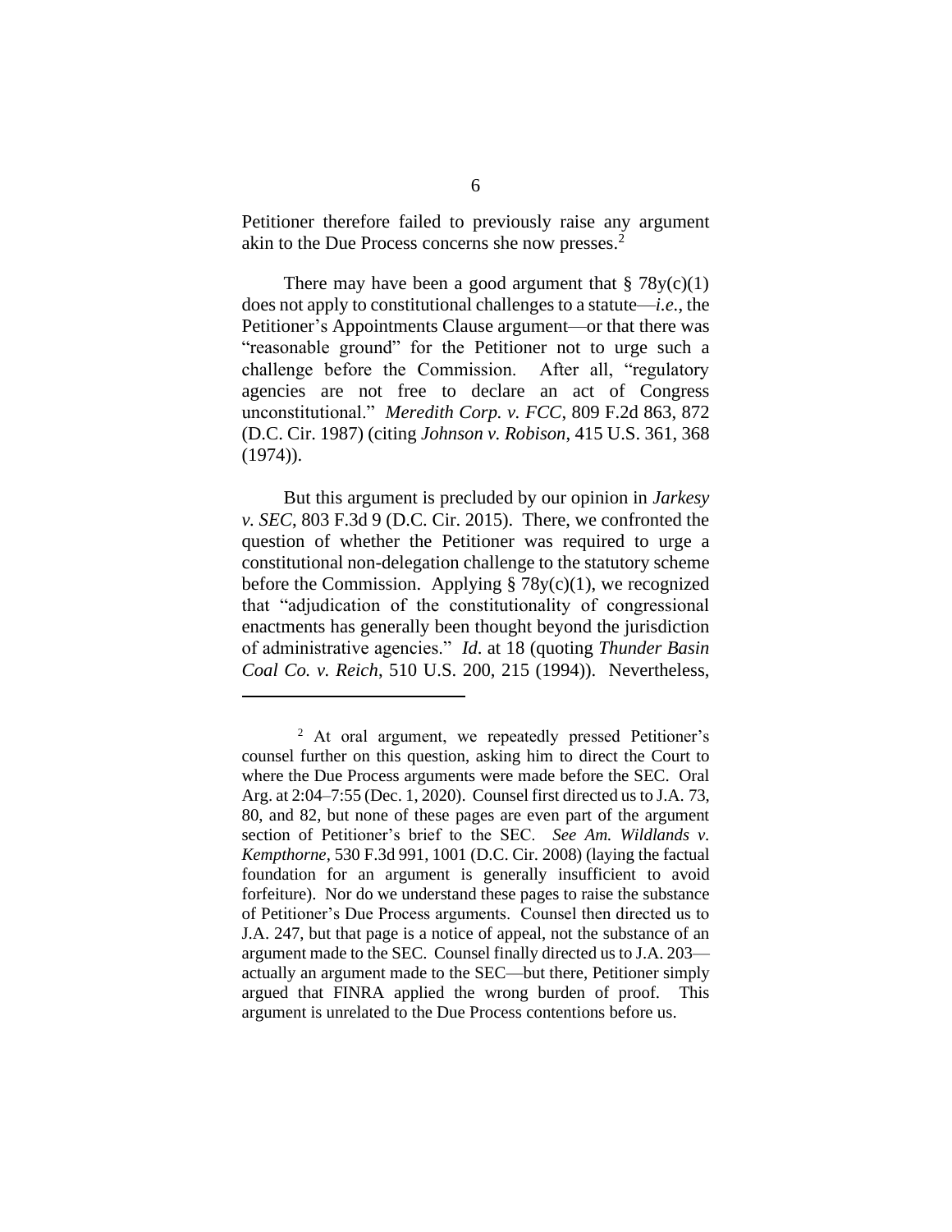Petitioner therefore failed to previously raise any argument akin to the Due Process concerns she now presses.[2]

There may have been a good argument that § 78y(c)(1) does not apply to constitutional challenges to a statute—*i.e.*, the Petitioner's Appointments Clause argument—or that there was "reasonable ground" for the Petitioner not to urge such a challenge before the Commission. After all, "regulatory agencies are not free to declare an act of Congress unconstitutional." *Meredith Corp. v. FCC*, 809 F.2d 863, 872 (D.C. Cir. 1987) (citing *Johnson v. Robison*, 415 U.S. 361, 368 (1974)).

But this argument is precluded by our opinion in *Jarkesy v. SEC*, 803 F.3d 9 (D.C. Cir. 2015). There, we confronted the question of whether the Petitioner was required to urge a constitutional non-delegation challenge to the statutory scheme before the Commission. Applying § 78y(c)(1), we recognized that "adjudication of the constitutionality of congressional enactments has generally been thought beyond the jurisdiction of administrative agencies." *Id.* at 18 (quoting *Thunder Basin Coal Co. v. Reich*, 510 U.S. 200, 215 (1994)). Nevertheless,

---

[2] At oral argument, we repeatedly pressed Petitioner's counsel further on this question, asking him to direct the Court to where the Due Process arguments were made before the SEC. Oral Arg. at 2:04–7:55 (Dec. 1, 2020). Counsel first directed us to J.A. 73, 80, and 82, but none of these pages are even part of the argument section of Petitioner's brief to the SEC. *See Am. Wildlands v. Kempthorne*, 530 F.3d 991, 1001 (D.C. Cir. 2008) (laying the factual foundation for an argument is generally insufficient to avoid forfeiture). Nor do we understand these pages to raise the substance of Petitioner's Due Process arguments. Counsel then directed us to J.A. 247, but that page is a notice of appeal, not the substance of an argument made to the SEC. Counsel finally directed us to J.A. 203—actually an argument made to the SEC—but there, Petitioner simply argued that FINRA applied the wrong burden of proof. This argument is unrelated to the Due Process contentions before us.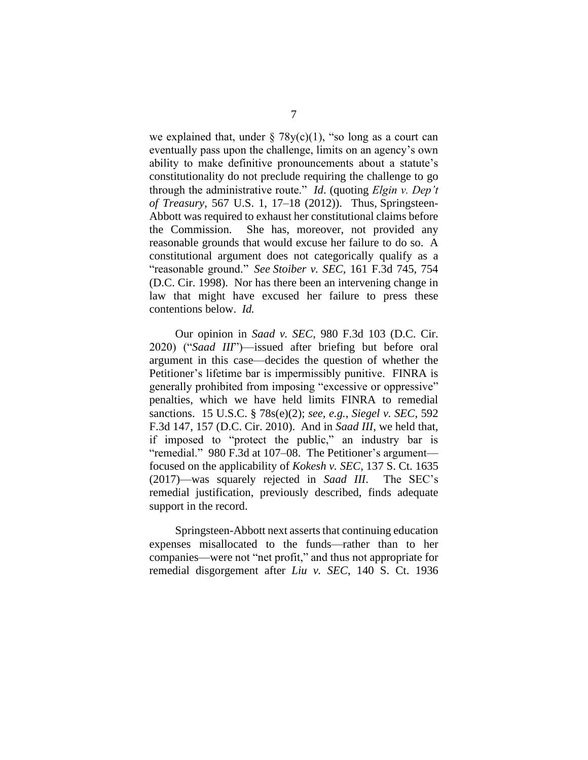we explained that, under § 78y(c)(1), "so long as a court can eventually pass upon the challenge, limits on an agency's own ability to make definitive pronouncements about a statute's constitutionality do not preclude requiring the challenge to go through the administrative route." *Id*. (quoting *Elgin v. Dep't of Treasury*, 567 U.S. 1, 17–18 (2012)). Thus, Springsteen-Abbott was required to exhaust her constitutional claims before the Commission. She has, moreover, not provided any reasonable grounds that would excuse her failure to do so. A constitutional argument does not categorically qualify as a "reasonable ground." *See Stoiber v. SEC*, 161 F.3d 745, 754 (D.C. Cir. 1998). Nor has there been an intervening change in law that might have excused her failure to press these contentions below. *Id.*

Our opinion in *Saad v. SEC*, 980 F.3d 103 (D.C. Cir. 2020) ("*Saad III*")—issued after briefing but before oral argument in this case—decides the question of whether the Petitioner's lifetime bar is impermissibly punitive. FINRA is generally prohibited from imposing "excessive or oppressive" penalties, which we have held limits FINRA to remedial sanctions. 15 U.S.C. § 78s(e)(2); *see, e.g.*, *Siegel v. SEC*, 592 F.3d 147, 157 (D.C. Cir. 2010). And in *Saad III*, we held that, if imposed to "protect the public," an industry bar is "remedial." 980 F.3d at 107–08. The Petitioner's argument—focused on the applicability of *Kokesh v. SEC*, 137 S. Ct. 1635 (2017)—was squarely rejected in *Saad III*. The SEC's remedial justification, previously described, finds adequate support in the record.

Springsteen-Abbott next asserts that continuing education expenses misallocated to the funds—rather than to her companies—were not "net profit," and thus not appropriate for remedial disgorgement after *Liu v. SEC*, 140 S. Ct. 1936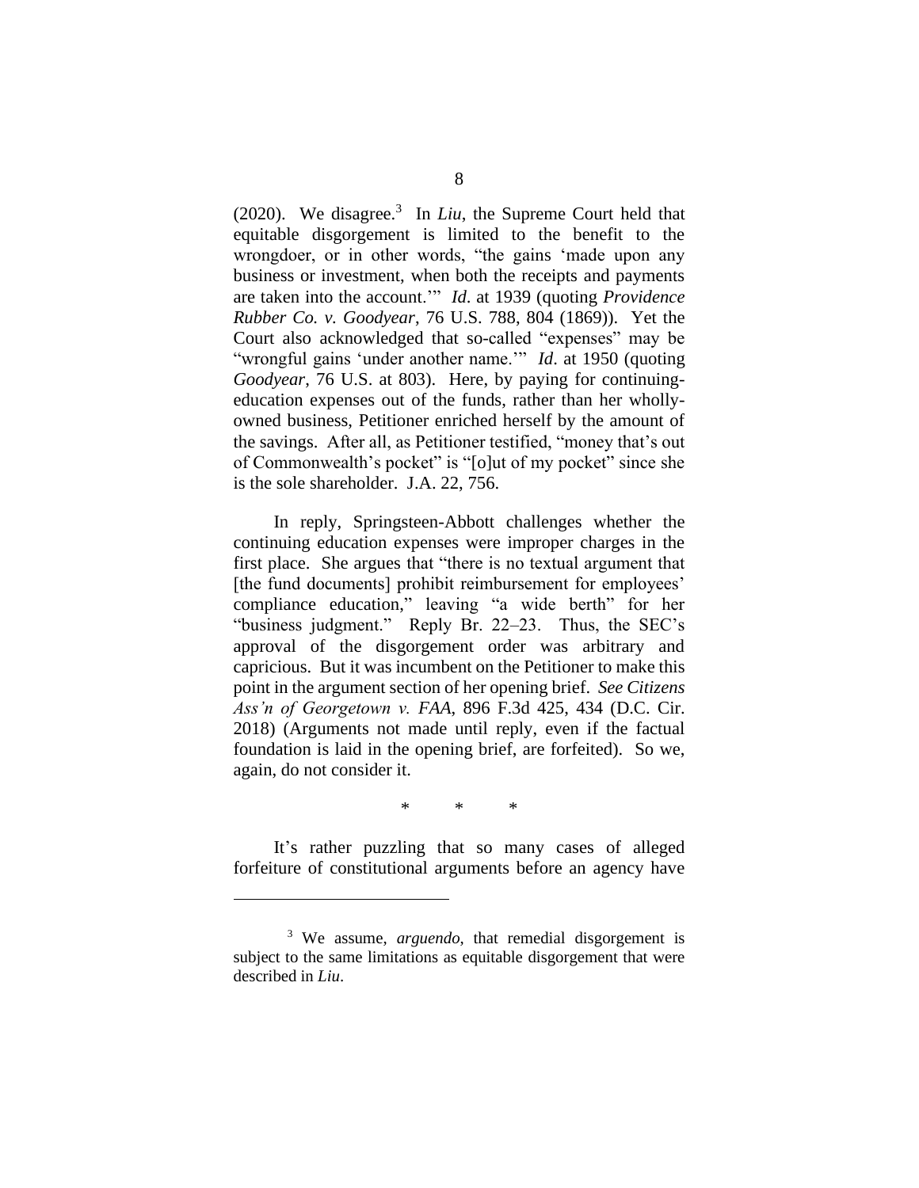(2020). We disagree.[3] In *Liu*, the Supreme Court held that equitable disgorgement is limited to the benefit to the wrongdoer, or in other words, "the gains 'made upon any business or investment, when both the receipts and payments are taken into the account.'" *Id*. at 1939 (quoting *Providence Rubber Co. v. Goodyear*, 76 U.S. 788, 804 (1869)). Yet the Court also acknowledged that so-called "expenses" may be "wrongful gains 'under another name.'" *Id*. at 1950 (quoting *Goodyear*, 76 U.S. at 803). Here, by paying for continuing-education expenses out of the funds, rather than her wholly-owned business, Petitioner enriched herself by the amount of the savings. After all, as Petitioner testified, "money that's out of Commonwealth's pocket" is "[o]ut of my pocket" since she is the sole shareholder. J.A. 22, 756.

In reply, Springsteen-Abbott challenges whether the continuing education expenses were improper charges in the first place. She argues that "there is no textual argument that [the fund documents] prohibit reimbursement for employees' compliance education," leaving "a wide berth" for her "business judgment." Reply Br. 22–23. Thus, the SEC's approval of the disgorgement order was arbitrary and capricious. But it was incumbent on the Petitioner to make this point in the argument section of her opening brief. *See Citizens Ass'n of Georgetown v. FAA*, 896 F.3d 425, 434 (D.C. Cir. 2018) (Arguments not made until reply, even if the factual foundation is laid in the opening brief, are forfeited). So we, again, do not consider it.

\* \* \*

It's rather puzzling that so many cases of alleged forfeiture of constitutional arguments before an agency have

[3] We assume, *arguendo*, that remedial disgorgement is subject to the same limitations as equitable disgorgement that were described in *Liu*.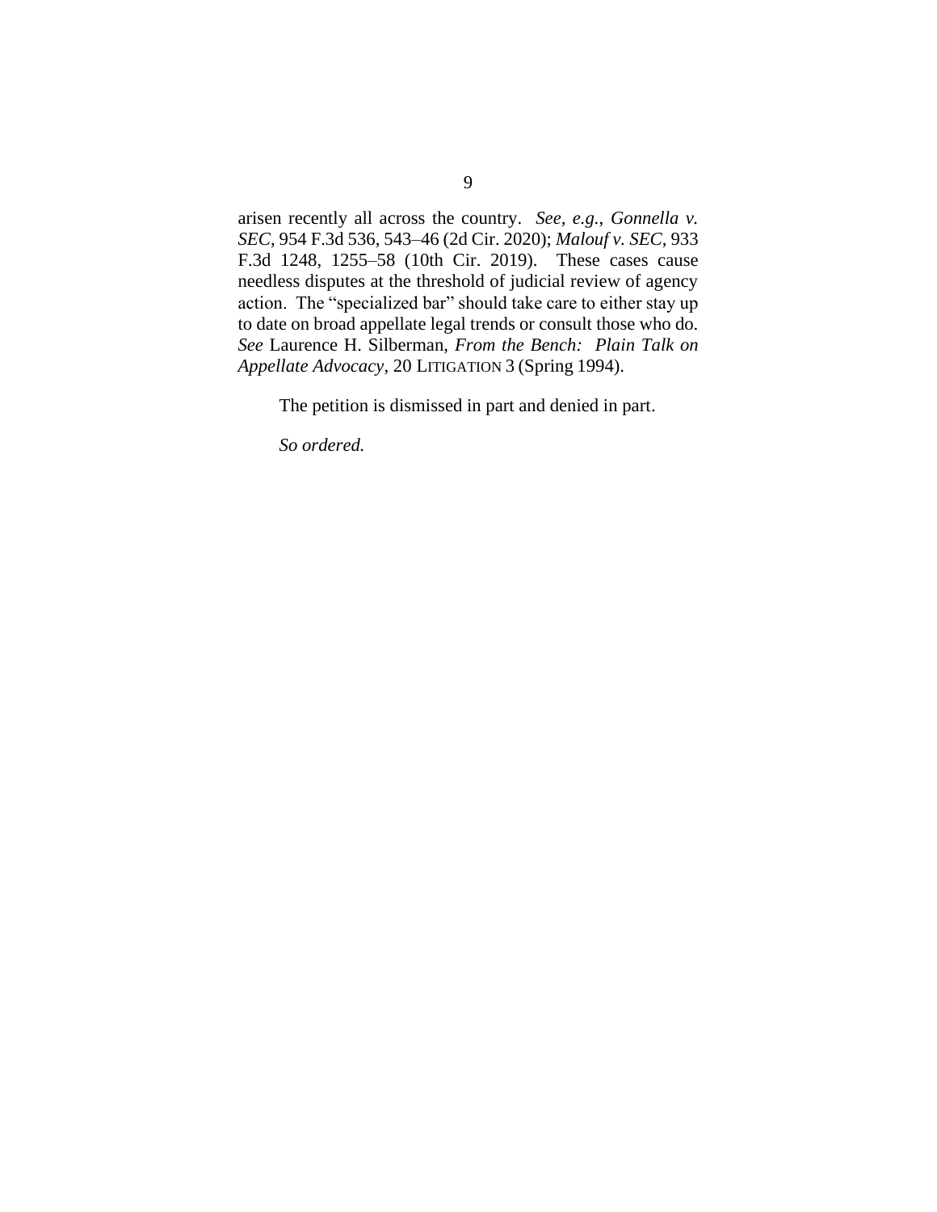arisen recently all across the country. *See, e.g.*, *Gonnella v. SEC*, 954 F.3d 536, 543–46 (2d Cir. 2020); *Malouf v. SEC*, 933 F.3d 1248, 1255–58 (10th Cir. 2019). These cases cause needless disputes at the threshold of judicial review of agency action. The "specialized bar" should take care to either stay up to date on broad appellate legal trends or consult those who do. *See* Laurence H. Silberman, *From the Bench: Plain Talk on Appellate Advocacy*, 20 LITIGATION 3 (Spring 1994).

The petition is dismissed in part and denied in part.

*So ordered.*